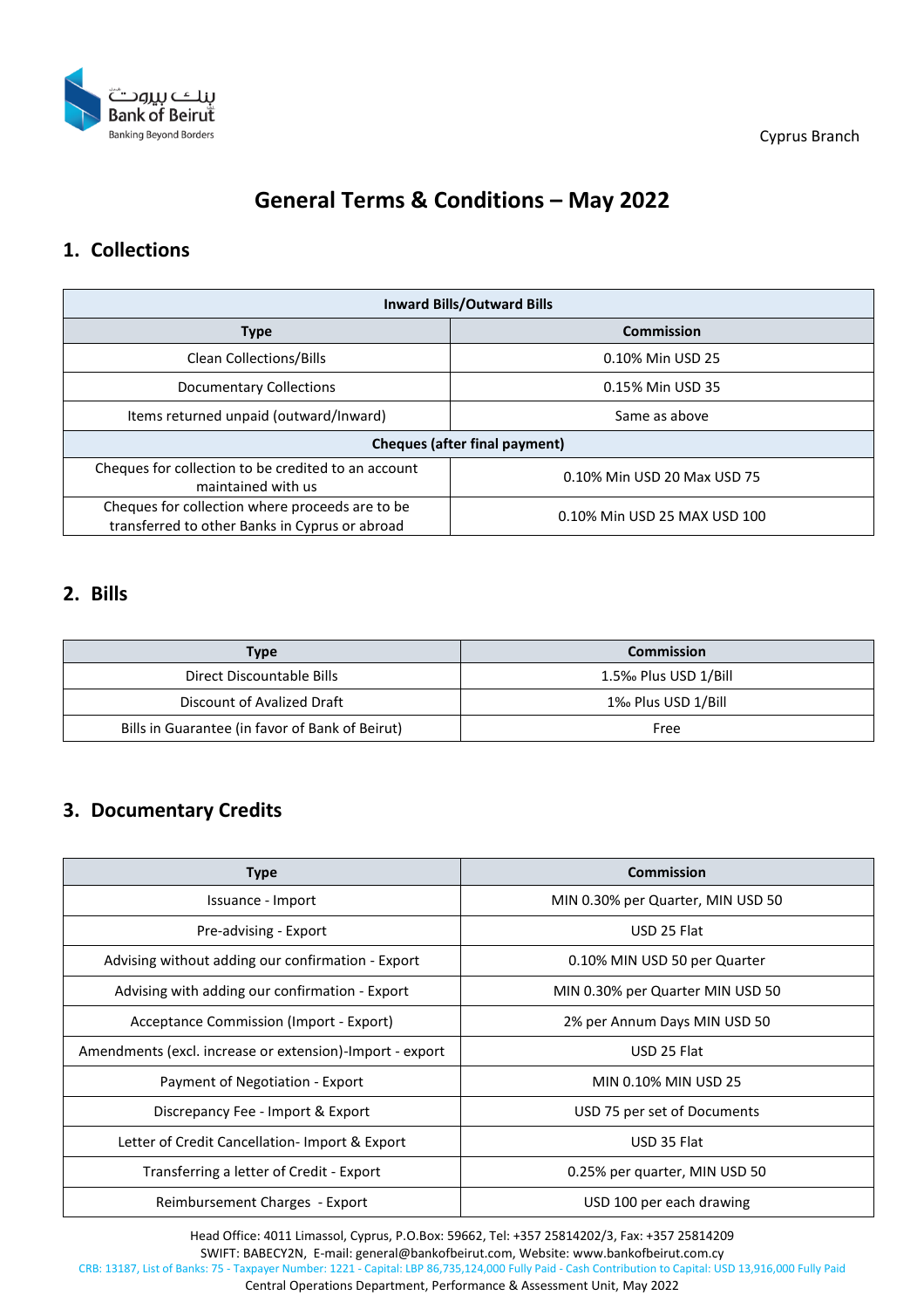Cyprus Branch

# General Terms & Conditions – May 2022

## 1. Collections

| Inward Bills/Outward Bills | |
|---|---|
| **Type** | **Commission** |
| Clean Collections/Bills | 0.10% Min USD 25 |
| Documentary Collections | 0.15% Min USD 35 |
| Items returned unpaid (outward/Inward) | Same as above |
| **Cheques (after final payment)** | |
| Cheques for collection to be credited to an account maintained with us | 0.10% Min USD 20 Max USD 75 |
| Cheques for collection where proceeds are to be transferred to other Banks in Cyprus or abroad | 0.10% Min USD 25 MAX USD 100 |

## 2. Bills

| Type | Commission |
|---|---|
| Direct Discountable Bills | 1.5‰ Plus USD 1/Bill |
| Discount of Avalized Draft | 1‰ Plus USD 1/Bill |
| Bills in Guarantee (in favor of Bank of Beirut) | Free |

## 3. Documentary Credits

| Type | Commission |
|---|---|
| Issuance - Import | MIN 0.30% per Quarter, MIN USD 50 |
| Pre-advising - Export | USD 25 Flat |
| Advising without adding our confirmation - Export | 0.10% MIN USD 50 per Quarter |
| Advising with adding our confirmation - Export | MIN 0.30% per Quarter MIN USD 50 |
| Acceptance Commission (Import - Export) | 2% per Annum Days MIN USD 50 |
| Amendments (excl. increase or extension)-Import - export | USD 25 Flat |
| Payment of Negotiation - Export | MIN 0.10% MIN USD 25 |
| Discrepancy Fee - Import & Export | USD 75 per set of Documents |
| Letter of Credit Cancellation- Import & Export | USD 35 Flat |
| Transferring a letter of Credit - Export | 0.25% per quarter, MIN USD 50 |
| Reimbursement Charges - Export | USD 100 per each drawing |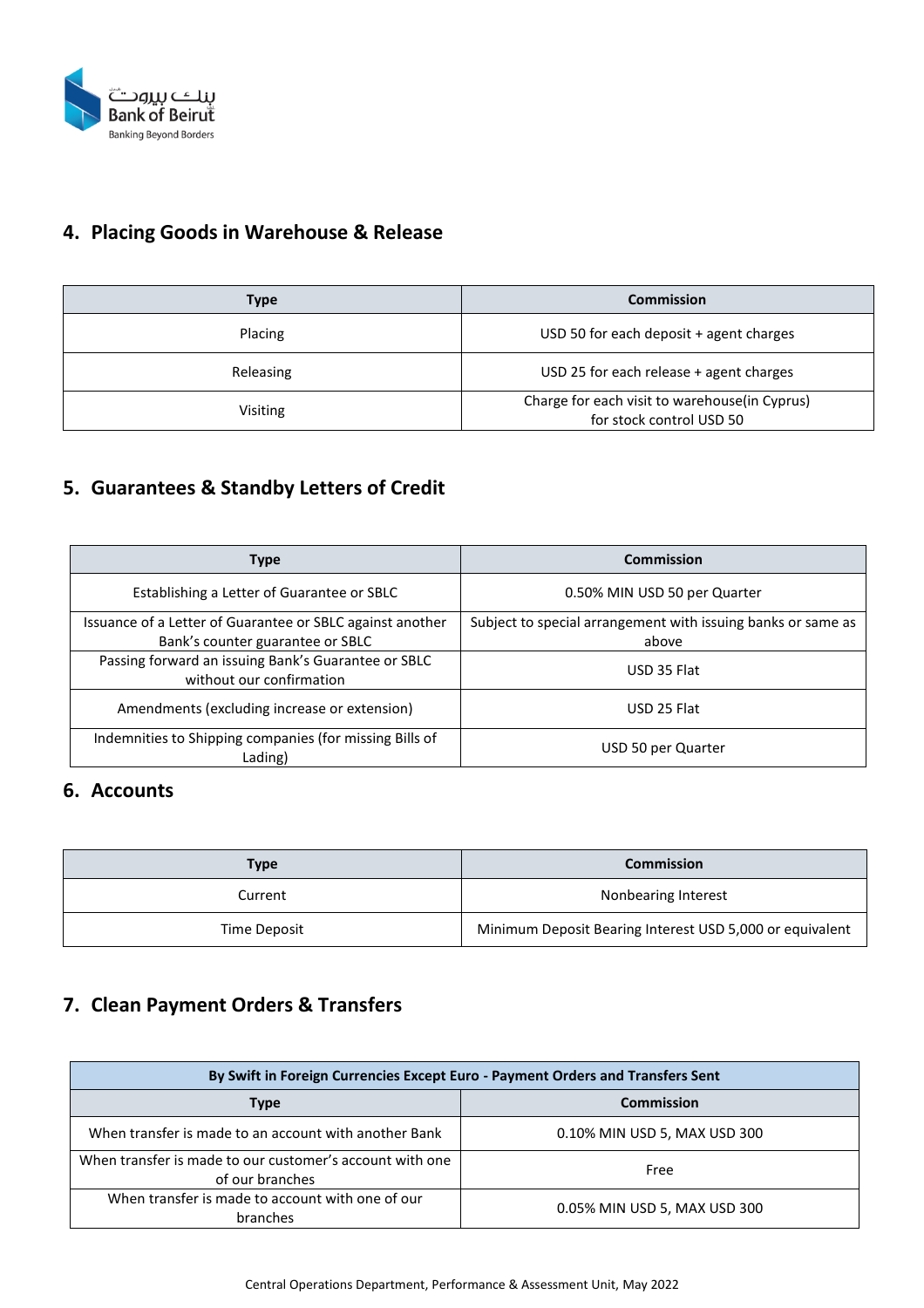## 4. Placing Goods in Warehouse & Release

| Type | Commission |
|---|---|
| Placing | USD 50 for each deposit + agent charges |
| Releasing | USD 25 for each release + agent charges |
| Visiting | Charge for each visit to warehouse(in Cyprus) for stock control USD 50 |

## 5. Guarantees & Standby Letters of Credit

| Type | Commission |
|---|---|
| Establishing a Letter of Guarantee or SBLC | 0.50% MIN USD 50 per Quarter |
| Issuance of a Letter of Guarantee or SBLC against another Bank's counter guarantee or SBLC | Subject to special arrangement with issuing banks or same as above |
| Passing forward an issuing Bank's Guarantee or SBLC without our confirmation | USD 35 Flat |
| Amendments (excluding increase or extension) | USD 25 Flat |
| Indemnities to Shipping companies (for missing Bills of Lading) | USD 50 per Quarter |

## 6. Accounts

| Type | Commission |
|---|---|
| Current | Nonbearing Interest |
| Time Deposit | Minimum Deposit Bearing Interest USD 5,000 or equivalent |

## 7. Clean Payment Orders & Transfers

| By Swift in Foreign Currencies Except Euro - Payment Orders and Transfers Sent | |
|---|---|
| **Type** | **Commission** |
| When transfer is made to an account with another Bank | 0.10% MIN USD 5, MAX USD 300 |
| When transfer is made to our customer's account with one of our branches | Free |
| When transfer is made to account with one of our branches | 0.05% MIN USD 5, MAX USD 300 |

Central Operations Department, Performance & Assessment Unit, May 2022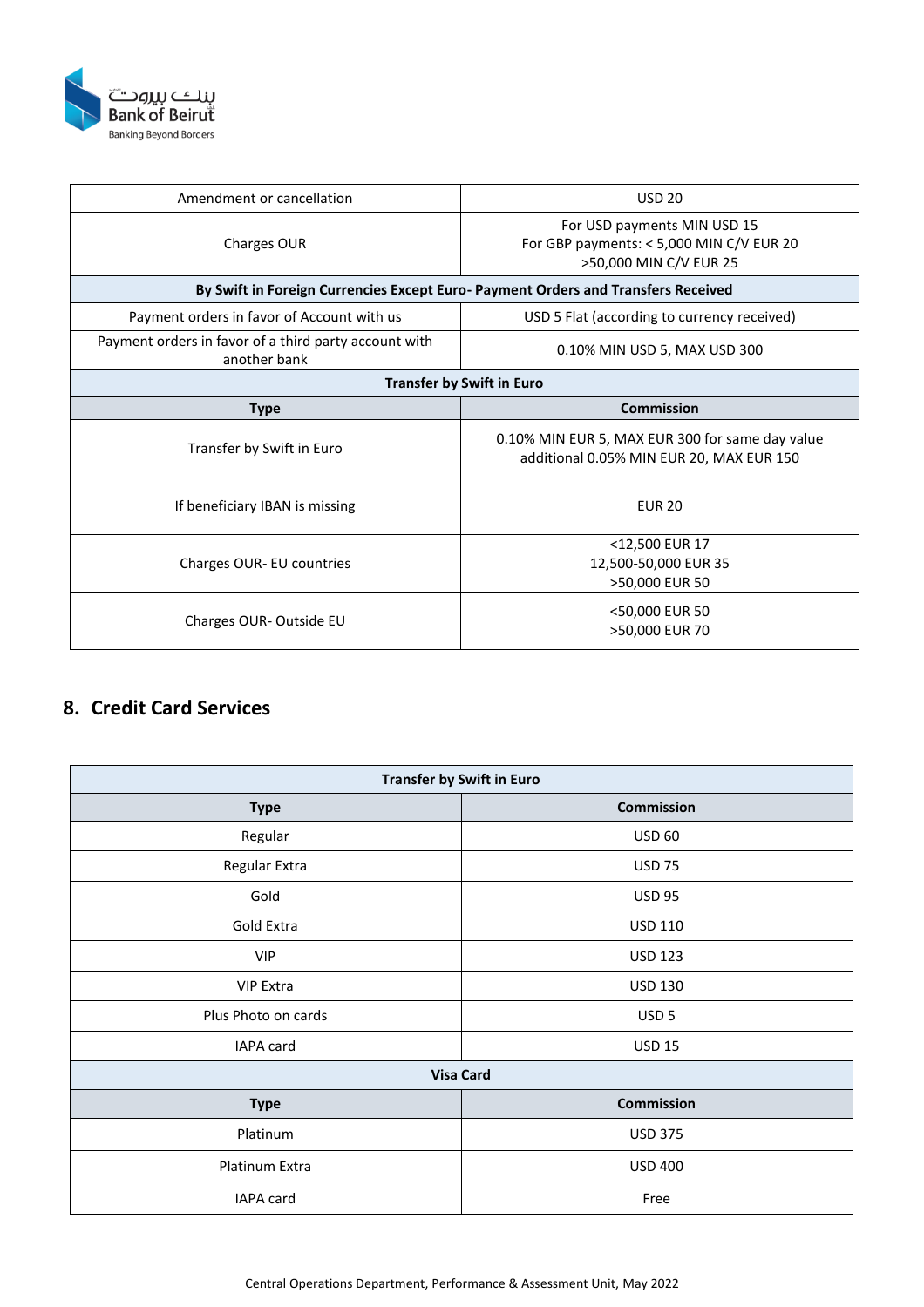| | |
|---|---|
| Amendment or cancellation | USD 20 |
| Charges OUR | For USD payments MIN USD 15<br>For GBP payments: < 5,000 MIN C/V EUR 20<br>>50,000 MIN C/V EUR 25 |
| **By Swift in Foreign Currencies Except Euro- Payment Orders and Transfers Received** | |
| Payment orders in favor of Account with us | USD 5 Flat (according to currency received) |
| Payment orders in favor of a third party account with another bank | 0.10% MIN USD 5, MAX USD 300 |
| **Transfer by Swift in Euro** | |
| **Type** | **Commission** |
| Transfer by Swift in Euro | 0.10% MIN EUR 5, MAX EUR 300 for same day value additional 0.05% MIN EUR 20, MAX EUR 150 |
| If beneficiary IBAN is missing | EUR 20 |
| Charges OUR- EU countries | <12,500 EUR 17<br>12,500-50,000 EUR 35<br>>50,000 EUR 50 |
| Charges OUR- Outside EU | <50,000 EUR 50<br>>50,000 EUR 70 |

## 8. Credit Card Services

| Transfer by Swift in Euro | |
|---|---|
| **Type** | **Commission** |
| Regular | USD 60 |
| Regular Extra | USD 75 |
| Gold | USD 95 |
| Gold Extra | USD 110 |
| VIP | USD 123 |
| VIP Extra | USD 130 |
| Plus Photo on cards | USD 5 |
| IAPA card | USD 15 |
| **Visa Card** | |
| **Type** | **Commission** |
| Platinum | USD 375 |
| Platinum Extra | USD 400 |
| IAPA card | Free |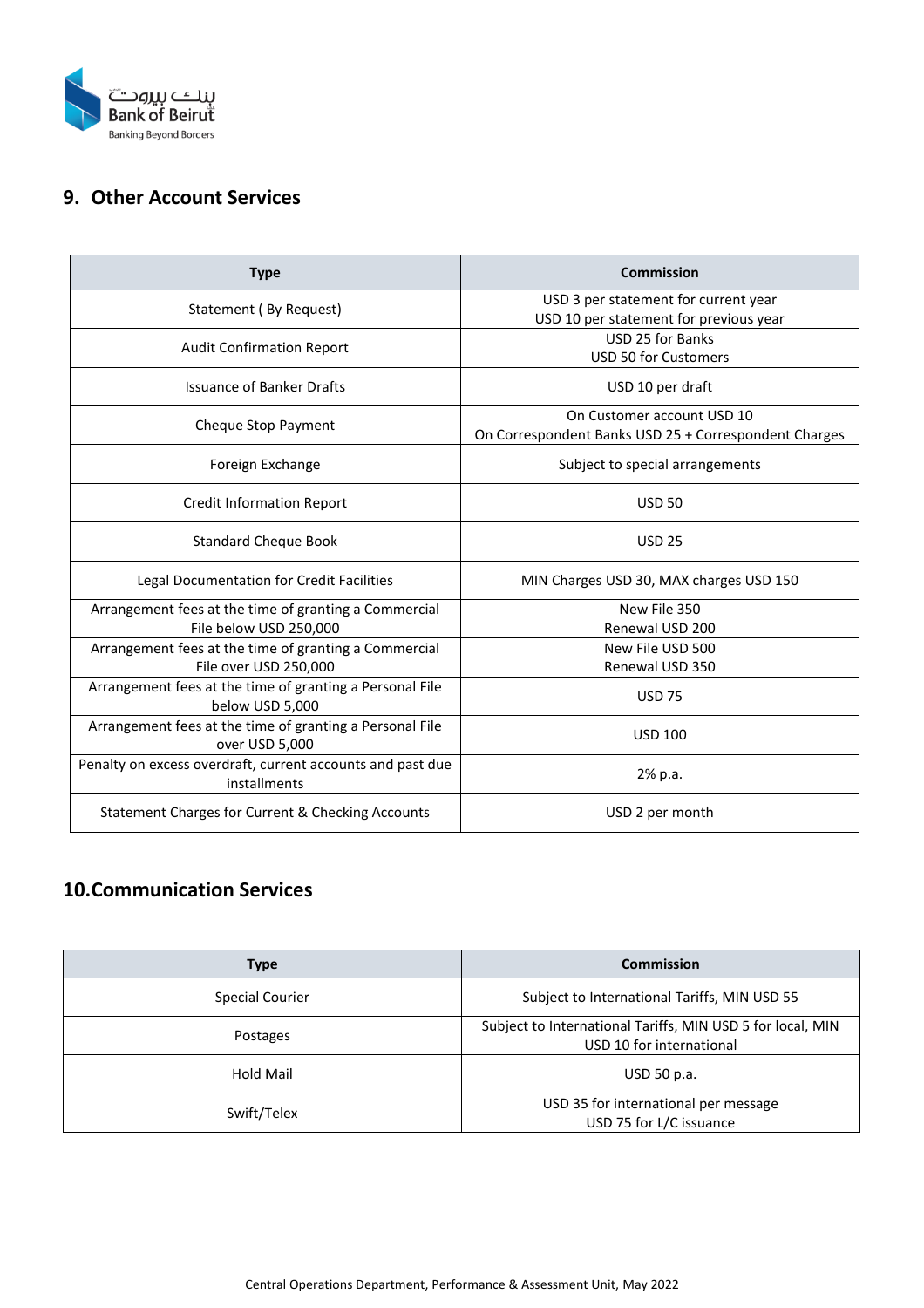## 9. Other Account Services

| Type | Commission |
|---|---|
| Statement ( By Request) | USD 3 per statement for current year<br>USD 10 per statement for previous year |
| Audit Confirmation Report | USD 25 for Banks<br>USD 50 for Customers |
| Issuance of Banker Drafts | USD 10 per draft |
| Cheque Stop Payment | On Customer account USD 10<br>On Correspondent Banks USD 25 + Correspondent Charges |
| Foreign Exchange | Subject to special arrangements |
| Credit Information Report | USD 50 |
| Standard Cheque Book | USD 25 |
| Legal Documentation for Credit Facilities | MIN Charges USD 30, MAX charges USD 150 |
| Arrangement fees at the time of granting a Commercial File below USD 250,000 | New File 350<br>Renewal USD 200 |
| Arrangement fees at the time of granting a Commercial File over USD 250,000 | New File USD 500<br>Renewal USD 350 |
| Arrangement fees at the time of granting a Personal File below USD 5,000 | USD 75 |
| Arrangement fees at the time of granting a Personal File over USD 5,000 | USD 100 |
| Penalty on excess overdraft, current accounts and past due installments | 2% p.a. |
| Statement Charges for Current & Checking Accounts | USD 2 per month |

## 10.Communication Services

| Type | Commission |
|---|---|
| Special Courier | Subject to International Tariffs, MIN USD 55 |
| Postages | Subject to International Tariffs, MIN USD 5 for local, MIN USD 10 for international |
| Hold Mail | USD 50 p.a. |
| Swift/Telex | USD 35 for international per message<br>USD 75 for L/C issuance |

Central Operations Department, Performance & Assessment Unit, May 2022